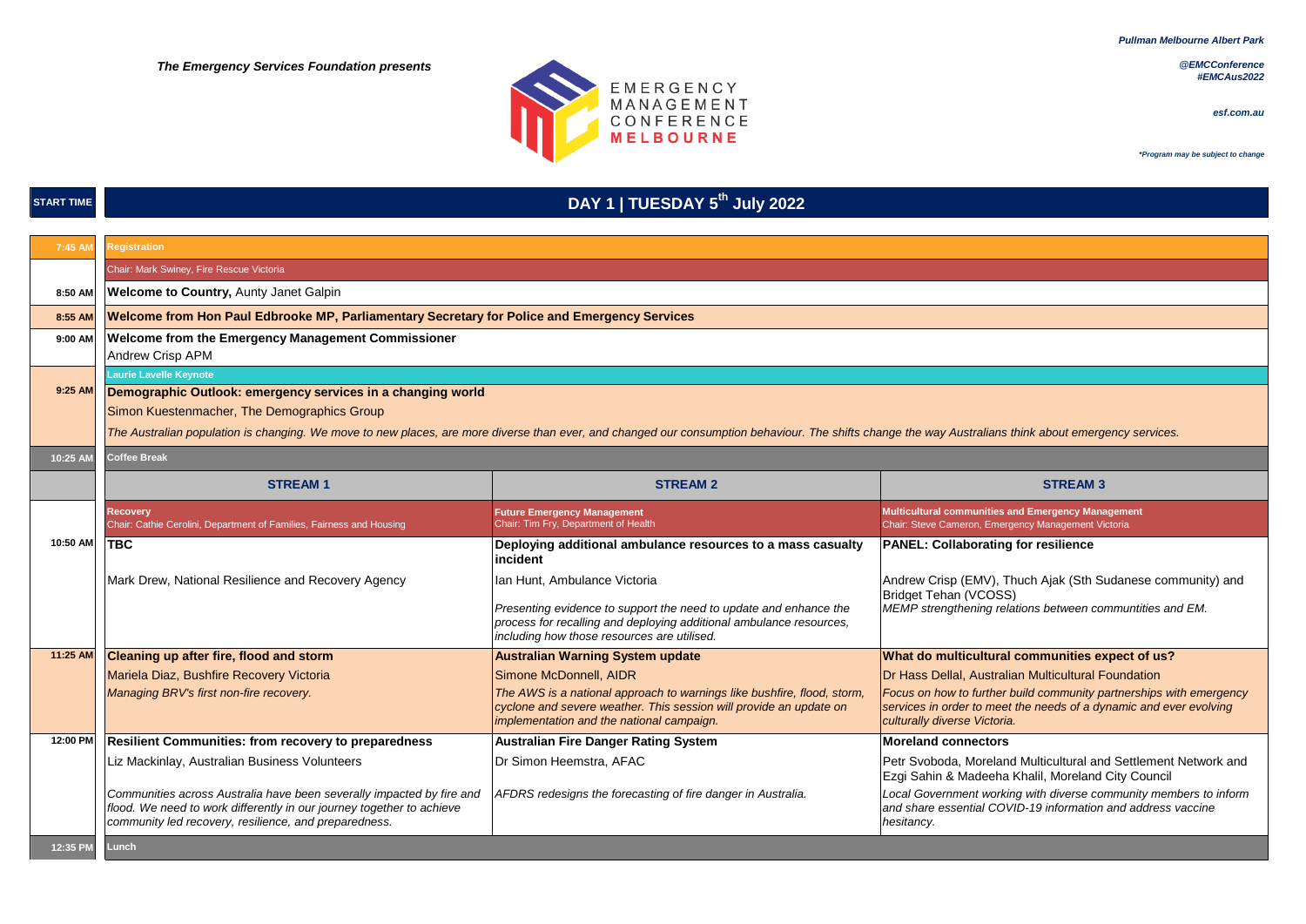*The Emergency Services Foundation presents*

# EMERGENCY MANAGEMENT CONFERENCE MELBOURNE

***Pullman Melbourne Albert Park***

***@EMCConference***
***#EMCAus2022***

***esf.com.au***

***\*Program may be subject to change***

## DAY 1 | TUESDAY 5th July 2022

| START TIME | | | |
|---|---|---|---|
| 7:45 AM | **Registration** | | |
| | Chair: Mark Swiney, Fire Rescue Victoria | | |
| 8:50 AM | **Welcome to Country,** Aunty Janet Galpin | | |
| 8:55 AM | **Welcome from Hon Paul Edbrooke MP, Parliamentary Secretary for Police and Emergency Services** | | |
| 9:00 AM | **Welcome from the Emergency Management Commissioner**<br>Andrew Crisp APM | | |
| 9:25 AM | **Laurie Lavelle Keynote**<br>**Demographic Outlook: emergency services in a changing world**<br>Simon Kuestenmacher, The Demographics Group<br>*The Australian population is changing. We move to new places, are more diverse than ever, and changed our consumption behaviour. The shifts change the way Australians think about emergency services.* | | |
| 10:25 AM | **Coffee Break** | | |
| | **STREAM 1** | **STREAM 2** | **STREAM 3** |
| | **Recovery**<br>Chair: Cathie Cerolini, Department of Families, Fairness and Housing | **Future Emergency Management**<br>Chair: Tim Fry, Department of Health | **Multicultural communities and Emergency Management**<br>Chair: Steve Cameron, Emergency Management Victoria |
| 10:50 AM | **TBC**<br>Mark Drew, National Resilience and Recovery Agency | **Deploying additional ambulance resources to a mass casualty incident**<br>Ian Hunt, Ambulance Victoria<br>*Presenting evidence to support the need to update and enhance the process for recalling and deploying additional ambulance resources, including how those resources are utilised.* | **PANEL: Collaborating for resilience**<br>Andrew Crisp (EMV), Thuch Ajak (Sth Sudanese community) and Bridget Tehan (VCOSS)<br>*MEMP strengthening relations between communities and EM.* |
| 11:25 AM | **Cleaning up after fire, flood and storm**<br>Mariela Diaz, Bushfire Recovery Victoria<br>*Managing BRV's first non-fire recovery.* | **Australian Warning System update**<br>Simone McDonnell, AIDR<br>*The AWS is a national approach to warnings like bushfire, flood, storm, cyclone and severe weather. This session will provide an update on implementation and the national campaign.* | **What do multicultural communities expect of us?**<br>Dr Hass Dellal, Australian Multicultural Foundation<br>*Focus on how to further build community partnerships with emergency services in order to meet the needs of a dynamic and ever evolving culturally diverse Victoria.* |
| 12:00 PM | **Resilient Communities: from recovery to preparedness**<br>Liz Mackinlay, Australian Business Volunteers<br>*Communities across Australia have been severally impacted by fire and flood. We need to work differently in our journey together to achieve community led recovery, resilience, and preparedness.* | **Australian Fire Danger Rating System**<br>Dr Simon Heemstra, AFAC<br>*AFDRS redesigns the forecasting of fire danger in Australia.* | **Moreland connectors**<br>Petr Svoboda, Moreland Multicultural and Settlement Network and Ezgi Sahin & Madeeha Khalil, Moreland City Council<br>*Local Government working with diverse community members to inform and share essential COVID-19 information and address vaccine hesitancy.* |
| 12:35 PM | **Lunch** | | |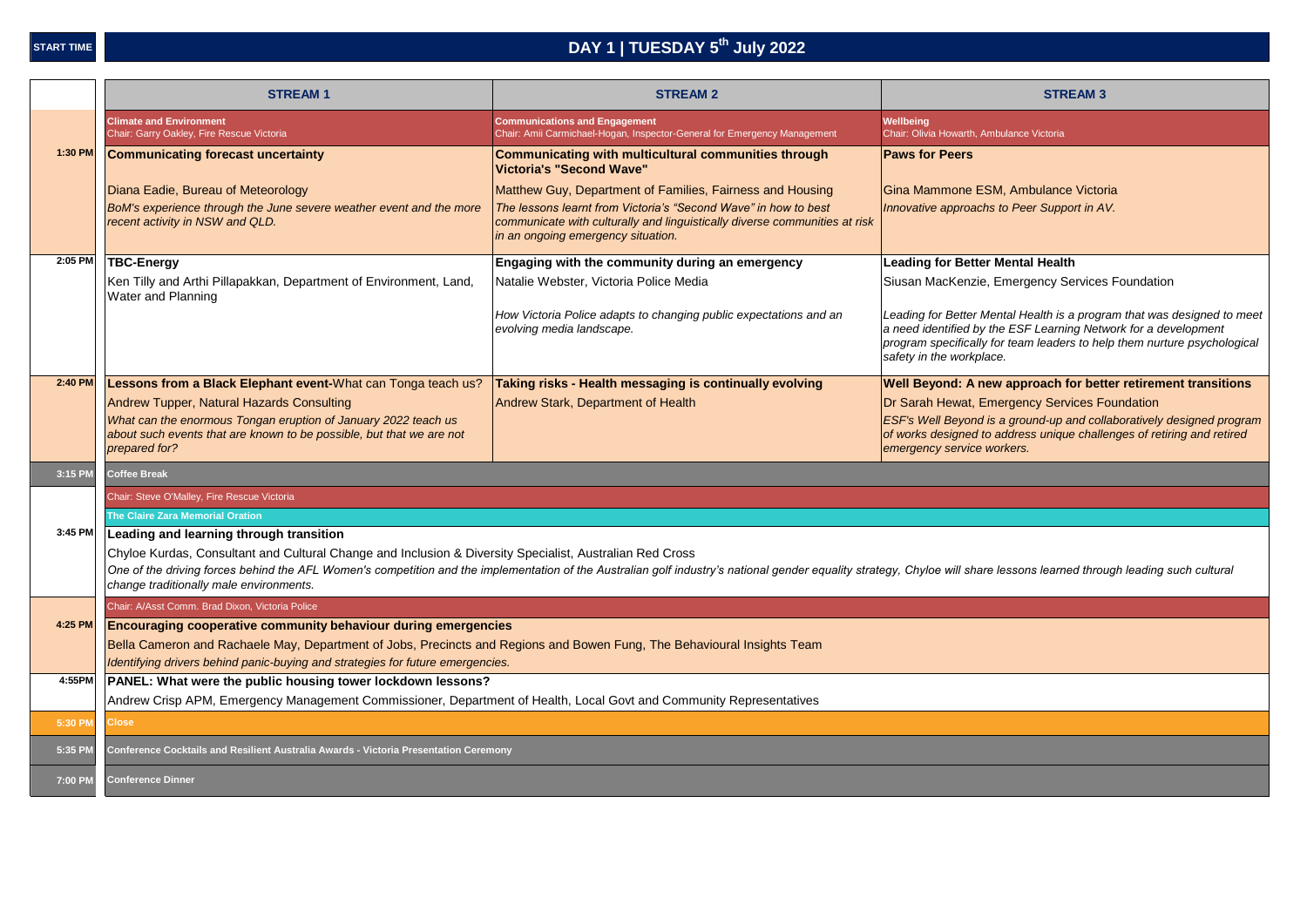# DAY 1 | TUESDAY 5th July 2022

| START TIME | STREAM 1 | STREAM 2 | STREAM 3 |
|---|---|---|---|
| | **Climate and Environment**<br>Chair: Garry Oakley, Fire Rescue Victoria | **Communications and Engagement**<br>Chair: Amii Carmichael-Hogan, Inspector-General for Emergency Management | **Wellbeing**<br>Chair: Olivia Howarth, Ambulance Victoria |
| 1:30 PM | **Communicating forecast uncertainty**<br>Diana Eadie, Bureau of Meteorology<br>*BoM's experience through the June severe weather event and the more recent activity in NSW and QLD.* | **Communicating with multicultural communities through Victoria's "Second Wave"**<br>Matthew Guy, Department of Families, Fairness and Housing<br>*The lessons learnt from Victoria's "Second Wave" in how to best communicate with culturally and linguistically diverse communities at risk in an ongoing emergency situation.* | **Paws for Peers**<br>Gina Mammone ESM, Ambulance Victoria<br>*Innovative approachs to Peer Support in AV.* |
| 2:05 PM | **TBC-Energy**<br>Ken Tilly and Arthi Pillapakkan, Department of Environment, Land, Water and Planning | **Engaging with the community during an emergency**<br>Natalie Webster, Victoria Police Media<br>*How Victoria Police adapts to changing public expectations and an evolving media landscape.* | **Leading for Better Mental Health**<br>Siusan MacKenzie, Emergency Services Foundation<br>*Leading for Better Mental Health is a program that was designed to meet a need identified by the ESF Learning Network for a development program specifically for team leaders to help them nurture psychological safety in the workplace.* |
| 2:40 PM | **Lessons from a Black Elephant event**-What can Tonga teach us?<br>Andrew Tupper, Natural Hazards Consulting<br>*What can the enormous Tongan eruption of January 2022 teach us about such events that are known to be possible, but that we are not prepared for?* | **Taking risks - Health messaging is continually evolving**<br>Andrew Stark, Department of Health | **Well Beyond: A new approach for better retirement transitions**<br>Dr Sarah Hewat, Emergency Services Foundation<br>*ESF's Well Beyond is a ground-up and collaboratively designed program of works designed to address unique challenges of retiring and retired emergency service workers.* |
| 3:15 PM | **Coffee Break** | | |
| | Chair: Steve O'Malley, Fire Rescue Victoria | | |
| | **The Claire Zara Memorial Oration** | | |
| 3:45 PM | **Leading and learning through transition**<br>Chyloe Kurdas, Consultant and Cultural Change and Inclusion & Diversity Specialist, Australian Red Cross<br>*One of the driving forces behind the AFL Women's competition and the implementation of the Australian golf industry's national gender equality strategy, Chyloe will share lessons learned through leading such cultural change traditionally male environments.* | | |
| | Chair: A/Asst Comm. Brad Dixon, Victoria Police | | |
| 4:25 PM | **Encouraging cooperative community behaviour during emergencies**<br>Bella Cameron and Rachaele May, Department of Jobs, Precincts and Regions and Bowen Fung, The Behavioural Insights Team<br>*Identifying drivers behind panic-buying and strategies for future emergencies.* | | |
| 4:55PM | **PANEL: What were the public housing tower lockdown lessons?**<br>Andrew Crisp APM, Emergency Management Commissioner, Department of Health, Local Govt and Community Representatives | | |
| 5:30 PM | **Close** | | |
| 5:35 PM | **Conference Cocktails and Resilient Australia Awards - Victoria Presentation Ceremony** | | |
| 7:00 PM | **Conference Dinner** | | |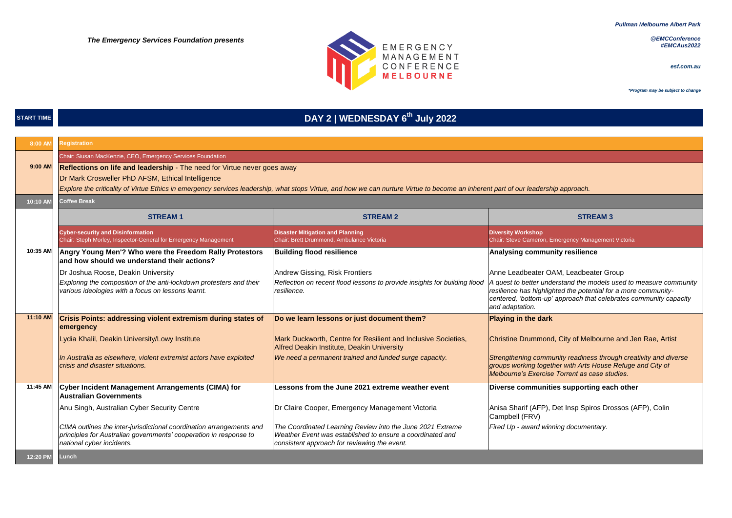*The Emergency Services Foundation presents*

EMERGENCY MANAGEMENT CONFERENCE **MELBOURNE**

*Pullman Melbourne Albert Park*

*@EMCConference*
*#EMCAus2022*

*esf.com.au*

*\*Program may be subject to change*

## DAY 2 | WEDNESDAY 6th July 2022

| START TIME | | | |
|---|---|---|---|
| 8:00 AM | **Registration** | | |
| | Chair: Siusan MacKenzie, CEO, Emergency Services Foundation | | |
| 9:00 AM | **Reflections on life and leadership** - The need for Virtue never goes away<br>Dr Mark Crosweller PhD AFSM, Ethical Intelligence<br>*Explore the criticality of Virtue Ethics in emergency services leadership, what stops Virtue, and how we can nurture Virtue to become an inherent part of our leadership approach.* | | |
| 10:10 AM | **Coffee Break** | | |
| | **STREAM 1** | **STREAM 2** | **STREAM 3** |
| | **Cyber-security and Disinformation**<br>Chair: Steph Morley, Inspector-General for Emergency Management | **Disaster Mitigation and Planning**<br>Chair: Brett Drummond, Ambulance Victoria | **Diversity Workshop**<br>Chair: Steve Cameron, Emergency Management Victoria |
| 10:35 AM | **Angry Young Men'? Who were the Freedom Rally Protestors and how should we understand their actions?**<br>Dr Joshua Roose, Deakin University<br>*Exploring the composition of the anti-lockdown protesters and their various ideologies with a focus on lessons learnt.* | **Building flood resilience**<br>Andrew Gissing, Risk Frontiers<br>*Reflection on recent flood lessons to provide insights for building flood resilience.* | **Analysing community resilience**<br>Anne Leadbeater OAM, Leadbeater Group<br>*A quest to better understand the models used to measure community resilience has highlighted the potential for a more community-centered, 'bottom-up' approach that celebrates community capacity and adaptation.* |
| 11:10 AM | **Crisis Points: addressing violent extremism during states of emergency**<br>Lydia Khalil, Deakin University/Lowy Institute<br>*In Australia as elsewhere, violent extremist actors have exploited crisis and disaster situations.* | **Do we learn lessons or just document them?**<br>Mark Duckworth, Centre for Resilient and Inclusive Societies, Alfred Deakin Institute, Deakin University<br>*We need a permanent trained and funded surge capacity.* | **Playing in the dark**<br>Christine Drummond, City of Melbourne and Jen Rae, Artist<br>*Strengthening community readiness through creativity and diverse groups working together with Arts House Refuge and City of Melbourne's Exercise Torrent as case studies.* |
| 11:45 AM | **Cyber Incident Management Arrangements (CIMA) for Australian Governments**<br>Anu Singh, Australian Cyber Security Centre<br>*CIMA outlines the inter-jurisdictional coordination arrangements and principles for Australian governments' cooperation in response to national cyber incidents.* | **Lessons from the June 2021 extreme weather event**<br>Dr Claire Cooper, Emergency Management Victoria<br>*The Coordinated Learning Review into the June 2021 Extreme Weather Event was established to ensure a coordinated and consistent approach for reviewing the event.* | **Diverse communities supporting each other**<br>Anisa Sharif (AFP), Det Insp Spiros Drossos (AFP), Colin Campbell (FRV)<br>*Fired Up - award winning documentary.* |
| 12:20 PM | **Lunch** | | |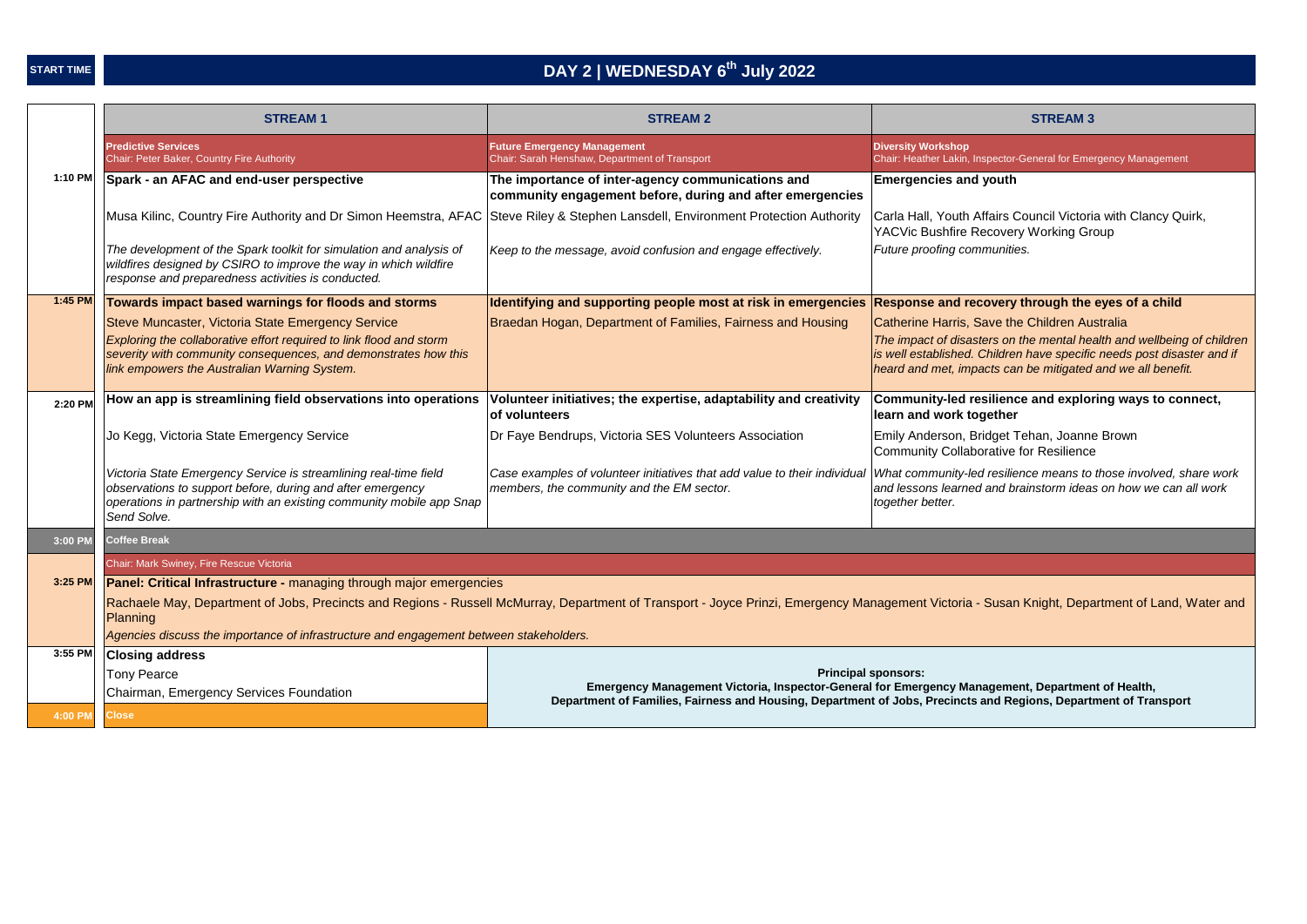# DAY 2 | WEDNESDAY 6th July 2022

| START TIME | STREAM 1 | STREAM 2 | STREAM 3 |
| --- | --- | --- | --- |
| | **Predictive Services**<br>Chair: Peter Baker, Country Fire Authority | **Future Emergency Management**<br>Chair: Sarah Henshaw, Department of Transport | **Diversity Workshop**<br>Chair: Heather Lakin, Inspector-General for Emergency Management |
| 1:10 PM | **Spark - an AFAC and end-user perspective**<br>Musa Kilinc, Country Fire Authority and Dr Simon Heemstra, AFAC<br>*The development of the Spark toolkit for simulation and analysis of wildfires designed by CSIRO to improve the way in which wildfire response and preparedness activities is conducted.* | **The importance of inter-agency communications and community engagement before, during and after emergencies**<br>Steve Riley & Stephen Lansdell, Environment Protection Authority<br>*Keep to the message, avoid confusion and engage effectively.* | **Emergencies and youth**<br>Carla Hall, Youth Affairs Council Victoria with Clancy Quirk, YACVic Bushfire Recovery Working Group<br>*Future proofing communities.* |
| 1:45 PM | **Towards impact based warnings for floods and storms**<br>Steve Muncaster, Victoria State Emergency Service<br>*Exploring the collaborative effort required to link flood and storm severity with community consequences, and demonstrates how this link empowers the Australian Warning System.* | **Identifying and supporting people most at risk in emergencies**<br>Braedan Hogan, Department of Families, Fairness and Housing | **Response and recovery through the eyes of a child**<br>Catherine Harris, Save the Children Australia<br>*The impact of disasters on the mental health and wellbeing of children is well established. Children have specific needs post disaster and if heard and met, impacts can be mitigated and we all benefit.* |
| 2:20 PM | **How an app is streamlining field observations into operations**<br>Jo Kegg, Victoria State Emergency Service<br>*Victoria State Emergency Service is streamlining real-time field observations to support before, during and after emergency operations in partnership with an existing community mobile app Snap Send Solve.* | **Volunteer initiatives; the expertise, adaptability and creativity of volunteers**<br>Dr Faye Bendrups, Victoria SES Volunteers Association<br>*Case examples of volunteer initiatives that add value to their individual members, the community and the EM sector.* | **Community-led resilience and exploring ways to connect, learn and work together**<br>Emily Anderson, Bridget Tehan, Joanne Brown<br>Community Collaborative for Resilience<br>*What community-led resilience means to those involved, share work and lessons learned and brainstorm ideas on how we can all work together better.* |
| 3:00 PM | **Coffee Break** | | |
| | Chair: Mark Swiney, Fire Rescue Victoria | | |
| 3:25 PM | **Panel: Critical Infrastructure -** managing through major emergencies<br>Rachaele May, Department of Jobs, Precincts and Regions - Russell McMurray, Department of Transport - Joyce Prinzi, Emergency Management Victoria - Susan Knight, Department of Land, Water and Planning<br>*Agencies discuss the importance of infrastructure and engagement between stakeholders.* | | |
| 3:55 PM | **Closing address**<br>Tony Pearce<br>Chairman, Emergency Services Foundation | **Principal sponsors:**<br>**Emergency Management Victoria, Inspector-General for Emergency Management, Department of Health, Department of Families, Fairness and Housing, Department of Jobs, Precincts and Regions, Department of Transport** | |
| 4:00 PM | **Close** | | |